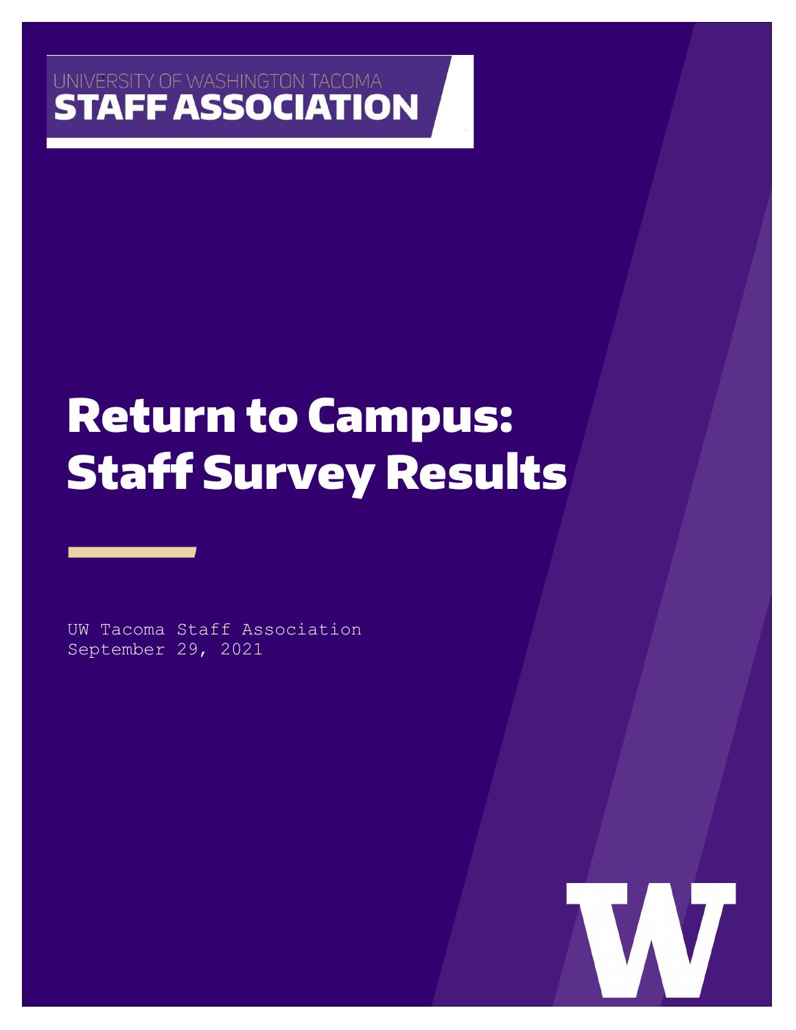UNIVERSITY OF WASHINGTON TACOMA

**STAFF ASSOCIATION**

# Return to Campus: Staff Survey Results

UW Tacoma Staff Association
September 29, 2021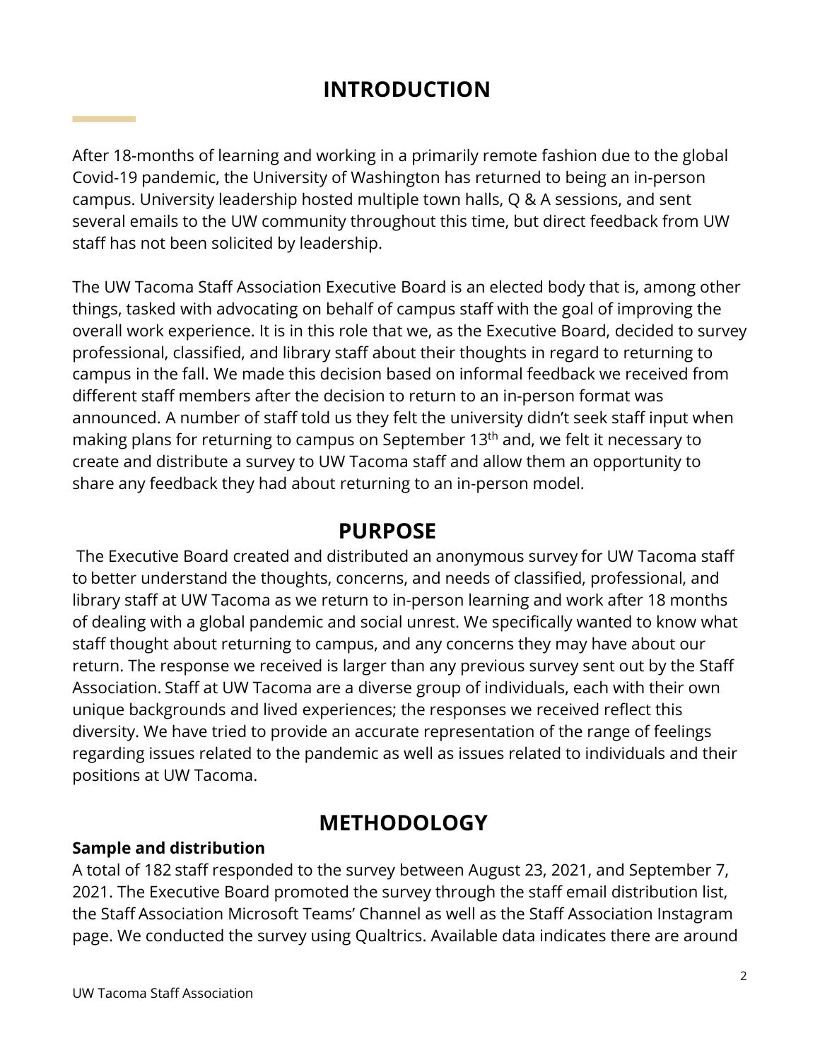# INTRODUCTION

After 18-months of learning and working in a primarily remote fashion due to the global Covid-19 pandemic, the University of Washington has returned to being an in-person campus. University leadership hosted multiple town halls, Q & A sessions, and sent several emails to the UW community throughout this time, but direct feedback from UW staff has not been solicited by leadership.

The UW Tacoma Staff Association Executive Board is an elected body that is, among other things, tasked with advocating on behalf of campus staff with the goal of improving the overall work experience. It is in this role that we, as the Executive Board, decided to survey professional, classified, and library staff about their thoughts in regard to returning to campus in the fall. We made this decision based on informal feedback we received from different staff members after the decision to return to an in-person format was announced. A number of staff told us they felt the university didn't seek staff input when making plans for returning to campus on September 13th and, we felt it necessary to create and distribute a survey to UW Tacoma staff and allow them an opportunity to share any feedback they had about returning to an in-person model.

# PURPOSE

The Executive Board created and distributed an anonymous survey for UW Tacoma staff to better understand the thoughts, concerns, and needs of classified, professional, and library staff at UW Tacoma as we return to in-person learning and work after 18 months of dealing with a global pandemic and social unrest. We specifically wanted to know what staff thought about returning to campus, and any concerns they may have about our return. The response we received is larger than any previous survey sent out by the Staff Association. Staff at UW Tacoma are a diverse group of individuals, each with their own unique backgrounds and lived experiences; the responses we received reflect this diversity. We have tried to provide an accurate representation of the range of feelings regarding issues related to the pandemic as well as issues related to individuals and their positions at UW Tacoma.

# METHODOLOGY

### Sample and distribution

A total of 182 staff responded to the survey between August 23, 2021, and September 7, 2021. The Executive Board promoted the survey through the staff email distribution list, the Staff Association Microsoft Teams' Channel as well as the Staff Association Instagram page. We conducted the survey using Qualtrics. Available data indicates there are around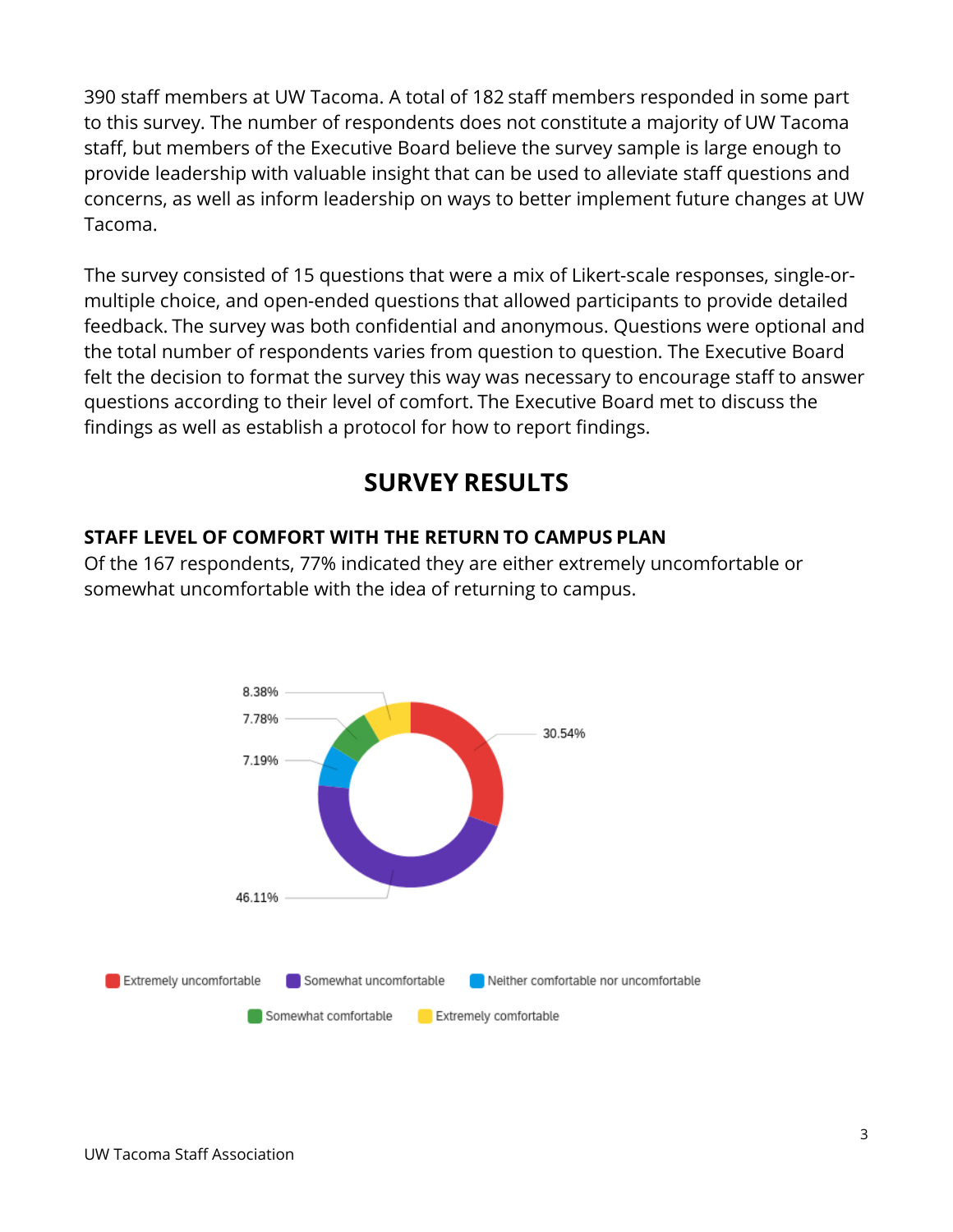390 staff members at UW Tacoma. A total of 182 staff members responded in some part to this survey. The number of respondents does not constitute a majority of UW Tacoma staff, but members of the Executive Board believe the survey sample is large enough to provide leadership with valuable insight that can be used to alleviate staff questions and concerns, as well as inform leadership on ways to better implement future changes at UW Tacoma.

The survey consisted of 15 questions that were a mix of Likert-scale responses, single-or-multiple choice, and open-ended questions that allowed participants to provide detailed feedback. The survey was both confidential and anonymous. Questions were optional and the total number of respondents varies from question to question. The Executive Board felt the decision to format the survey this way was necessary to encourage staff to answer questions according to their level of comfort. The Executive Board met to discuss the findings as well as establish a protocol for how to report findings.

## SURVEY RESULTS

### STAFF LEVEL OF COMFORT WITH THE RETURN TO CAMPUS PLAN

Of the 167 respondents, 77% indicated they are either extremely uncomfortable or somewhat uncomfortable with the idea of returning to campus.

| Response | Percentage |
| --- | --- |
| Extremely uncomfortable | 30.54% |
| Somewhat uncomfortable | 46.11% |
| Neither comfortable nor uncomfortable | 7.19% |
| Somewhat comfortable | 7.78% |
| Extremely comfortable | 8.38% |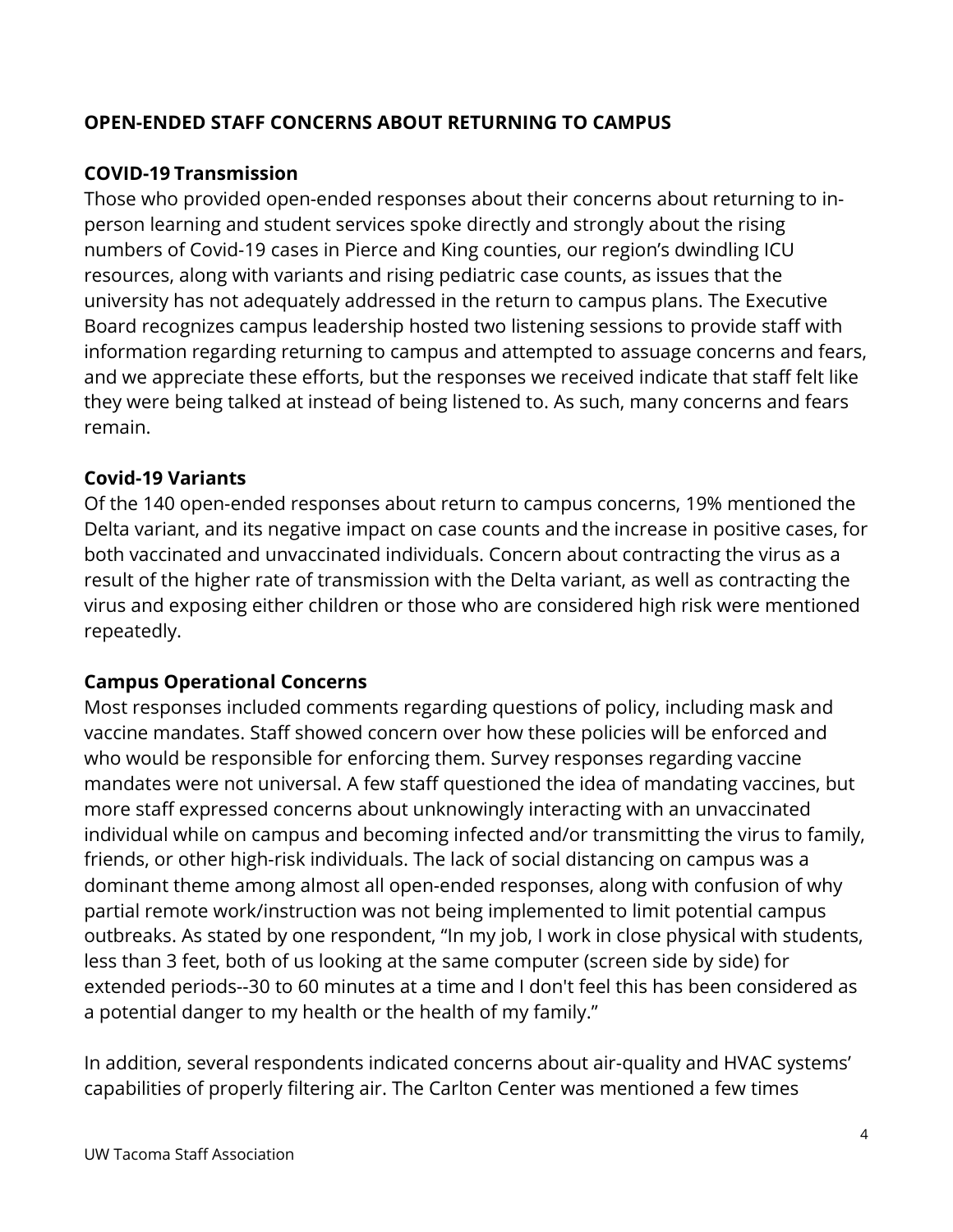## OPEN-ENDED STAFF CONCERNS ABOUT RETURNING TO CAMPUS

### COVID-19 Transmission

Those who provided open-ended responses about their concerns about returning to in-person learning and student services spoke directly and strongly about the rising numbers of Covid-19 cases in Pierce and King counties, our region's dwindling ICU resources, along with variants and rising pediatric case counts, as issues that the university has not adequately addressed in the return to campus plans. The Executive Board recognizes campus leadership hosted two listening sessions to provide staff with information regarding returning to campus and attempted to assuage concerns and fears, and we appreciate these efforts, but the responses we received indicate that staff felt like they were being talked at instead of being listened to. As such, many concerns and fears remain.

### Covid-19 Variants

Of the 140 open-ended responses about return to campus concerns, 19% mentioned the Delta variant, and its negative impact on case counts and the increase in positive cases, for both vaccinated and unvaccinated individuals. Concern about contracting the virus as a result of the higher rate of transmission with the Delta variant, as well as contracting the virus and exposing either children or those who are considered high risk were mentioned repeatedly.

### Campus Operational Concerns

Most responses included comments regarding questions of policy, including mask and vaccine mandates. Staff showed concern over how these policies will be enforced and who would be responsible for enforcing them. Survey responses regarding vaccine mandates were not universal. A few staff questioned the idea of mandating vaccines, but more staff expressed concerns about unknowingly interacting with an unvaccinated individual while on campus and becoming infected and/or transmitting the virus to family, friends, or other high-risk individuals. The lack of social distancing on campus was a dominant theme among almost all open-ended responses, along with confusion of why partial remote work/instruction was not being implemented to limit potential campus outbreaks. As stated by one respondent, "In my job, I work in close physical with students, less than 3 feet, both of us looking at the same computer (screen side by side) for extended periods--30 to 60 minutes at a time and I don't feel this has been considered as a potential danger to my health or the health of my family."

In addition, several respondents indicated concerns about air-quality and HVAC systems' capabilities of properly filtering air. The Carlton Center was mentioned a few times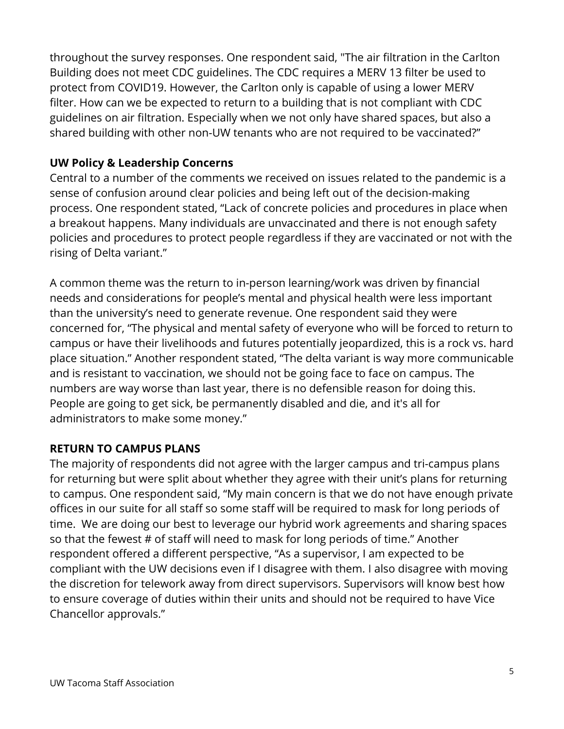throughout the survey responses. One respondent said, "The air filtration in the Carlton Building does not meet CDC guidelines. The CDC requires a MERV 13 filter be used to protect from COVID19. However, the Carlton only is capable of using a lower MERV filter. How can we be expected to return to a building that is not compliant with CDC guidelines on air filtration. Especially when we not only have shared spaces, but also a shared building with other non-UW tenants who are not required to be vaccinated?"

### UW Policy & Leadership Concerns

Central to a number of the comments we received on issues related to the pandemic is a sense of confusion around clear policies and being left out of the decision-making process. One respondent stated, "Lack of concrete policies and procedures in place when a breakout happens. Many individuals are unvaccinated and there is not enough safety policies and procedures to protect people regardless if they are vaccinated or not with the rising of Delta variant."

A common theme was the return to in-person learning/work was driven by financial needs and considerations for people's mental and physical health were less important than the university's need to generate revenue. One respondent said they were concerned for, "The physical and mental safety of everyone who will be forced to return to campus or have their livelihoods and futures potentially jeopardized, this is a rock vs. hard place situation." Another respondent stated, "The delta variant is way more communicable and is resistant to vaccination, we should not be going face to face on campus. The numbers are way worse than last year, there is no defensible reason for doing this. People are going to get sick, be permanently disabled and die, and it's all for administrators to make some money."

## RETURN TO CAMPUS PLANS

The majority of respondents did not agree with the larger campus and tri-campus plans for returning but were split about whether they agree with their unit's plans for returning to campus. One respondent said, "My main concern is that we do not have enough private offices in our suite for all staff so some staff will be required to mask for long periods of time.  We are doing our best to leverage our hybrid work agreements and sharing spaces so that the fewest # of staff will need to mask for long periods of time." Another respondent offered a different perspective, "As a supervisor, I am expected to be compliant with the UW decisions even if I disagree with them. I also disagree with moving the discretion for telework away from direct supervisors. Supervisors will know best how to ensure coverage of duties within their units and should not be required to have Vice Chancellor approvals."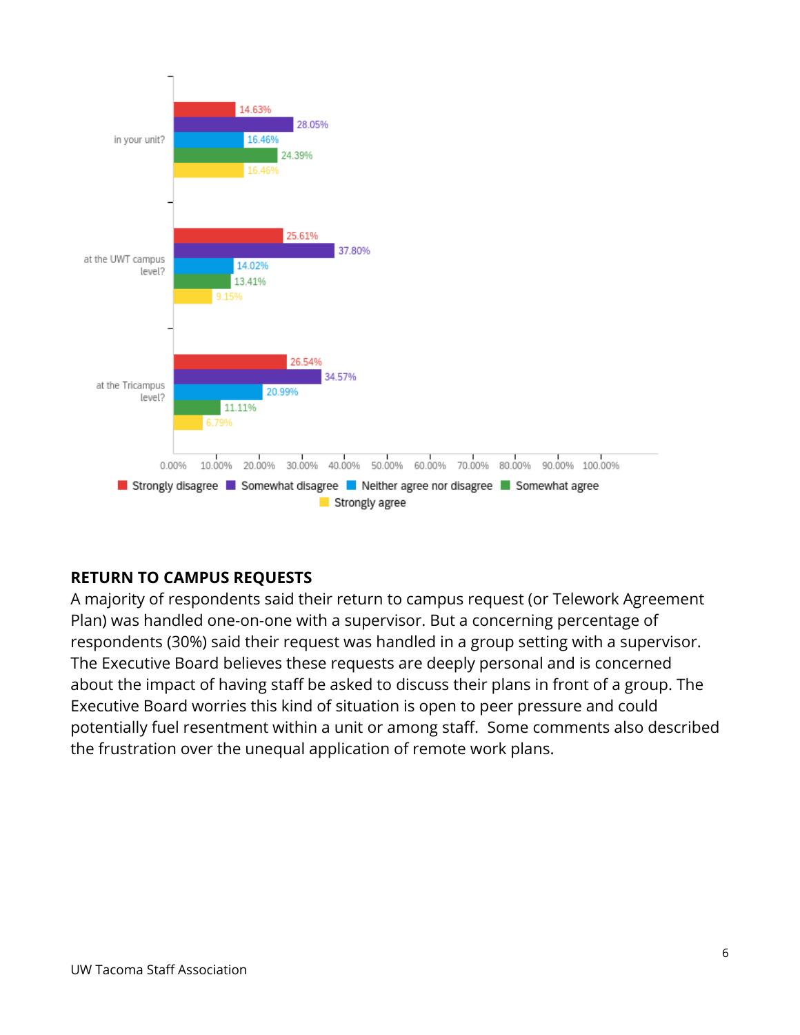| | Strongly disagree | Somewhat disagree | Neither agree nor disagree | Somewhat agree | Strongly agree |
|---|---|---|---|---|---|
| in your unit? | 14.63% | 28.05% | 16.46% | 24.39% | 16.46% |
| at the UWT campus level? | 25.61% | 37.80% | 14.02% | 13.41% | 9.15% |
| at the Tricampus level? | 26.54% | 34.57% | 20.99% | 11.11% | 6.79% |

**RETURN TO CAMPUS REQUESTS**

A majority of respondents said their return to campus request (or Telework Agreement Plan) was handled one-on-one with a supervisor. But a concerning percentage of respondents (30%) said their request was handled in a group setting with a supervisor. The Executive Board believes these requests are deeply personal and is concerned about the impact of having staff be asked to discuss their plans in front of a group. The Executive Board worries this kind of situation is open to peer pressure and could potentially fuel resentment within a unit or among staff. Some comments also described the frustration over the unequal application of remote work plans.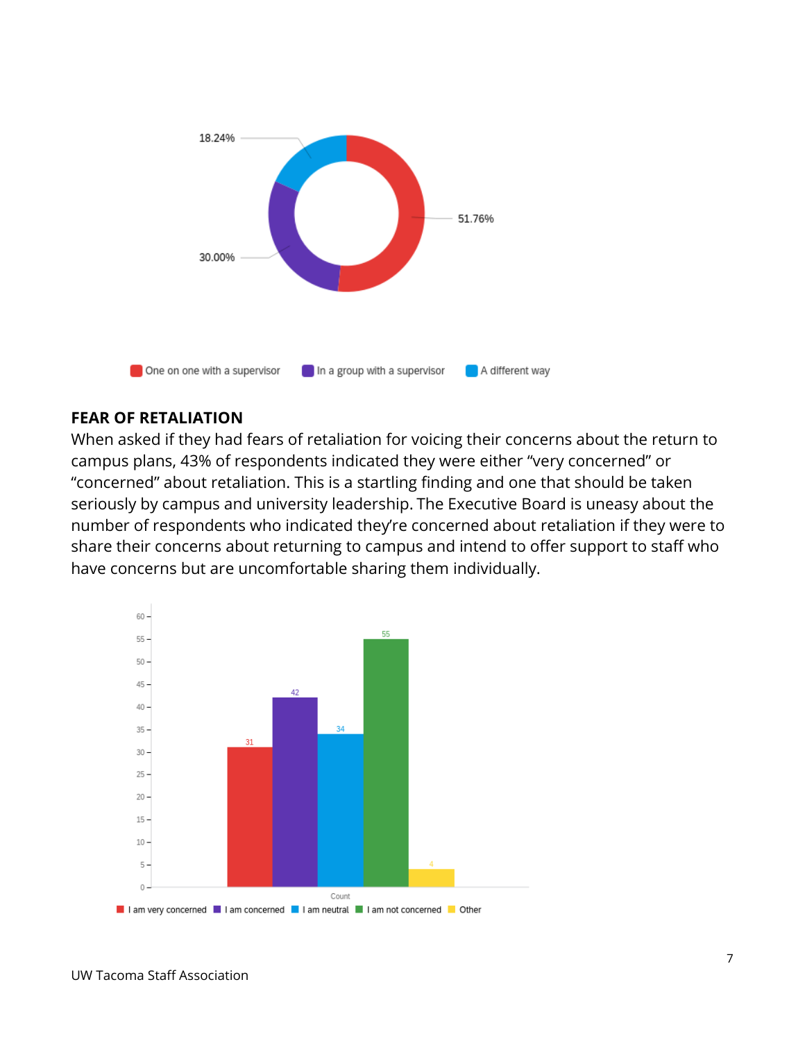18.24%

51.76%

30.00%

One on one with a supervisor | In a group with a supervisor | A different way

## FEAR OF RETALIATION

When asked if they had fears of retaliation for voicing their concerns about the return to campus plans, 43% of respondents indicated they were either "very concerned" or "concerned" about retaliation. This is a startling finding and one that should be taken seriously by campus and university leadership. The Executive Board is uneasy about the number of respondents who indicated they're concerned about retaliation if they were to share their concerns about returning to campus and intend to offer support to staff who have concerns but are uncomfortable sharing them individually.

| Response | Count |
|---|---|
| I am very concerned | 31 |
| I am concerned | 42 |
| I am neutral | 34 |
| I am not concerned | 55 |
| Other | 4 |

UW Tacoma Staff Association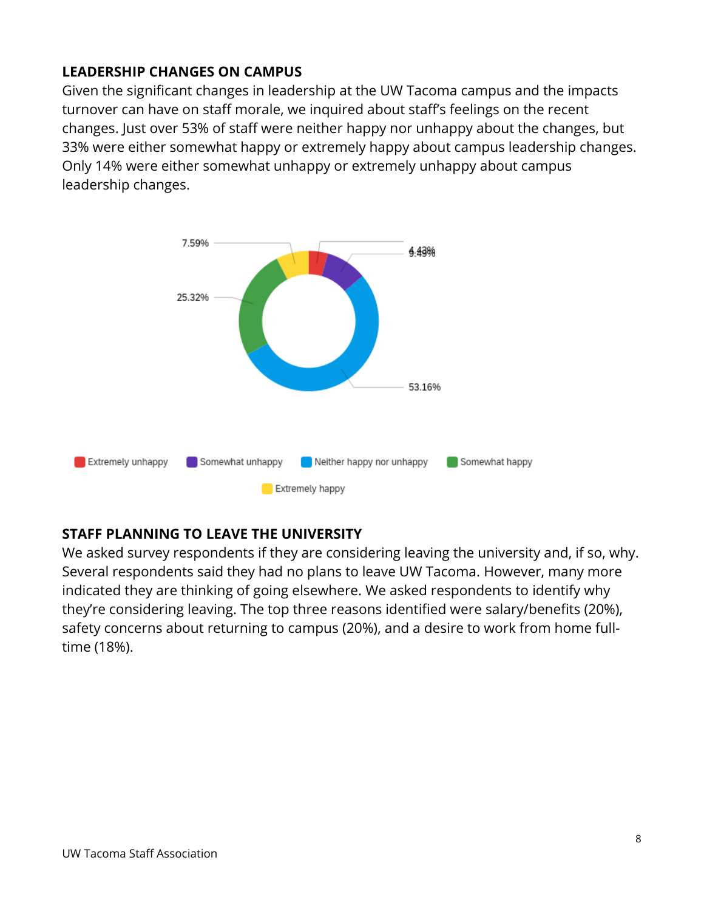## LEADERSHIP CHANGES ON CAMPUS

Given the significant changes in leadership at the UW Tacoma campus and the impacts turnover can have on staff morale, we inquired about staff's feelings on the recent changes. Just over 53% of staff were neither happy nor unhappy about the changes, but 33% were either somewhat happy or extremely happy about campus leadership changes. Only 14% were either somewhat unhappy or extremely unhappy about campus leadership changes.

## STAFF PLANNING TO LEAVE THE UNIVERSITY

We asked survey respondents if they are considering leaving the university and, if so, why. Several respondents said they had no plans to leave UW Tacoma. However, many more indicated they are thinking of going elsewhere. We asked respondents to identify why they're considering leaving. The top three reasons identified were salary/benefits (20%), safety concerns about returning to campus (20%), and a desire to work from home full-time (18%).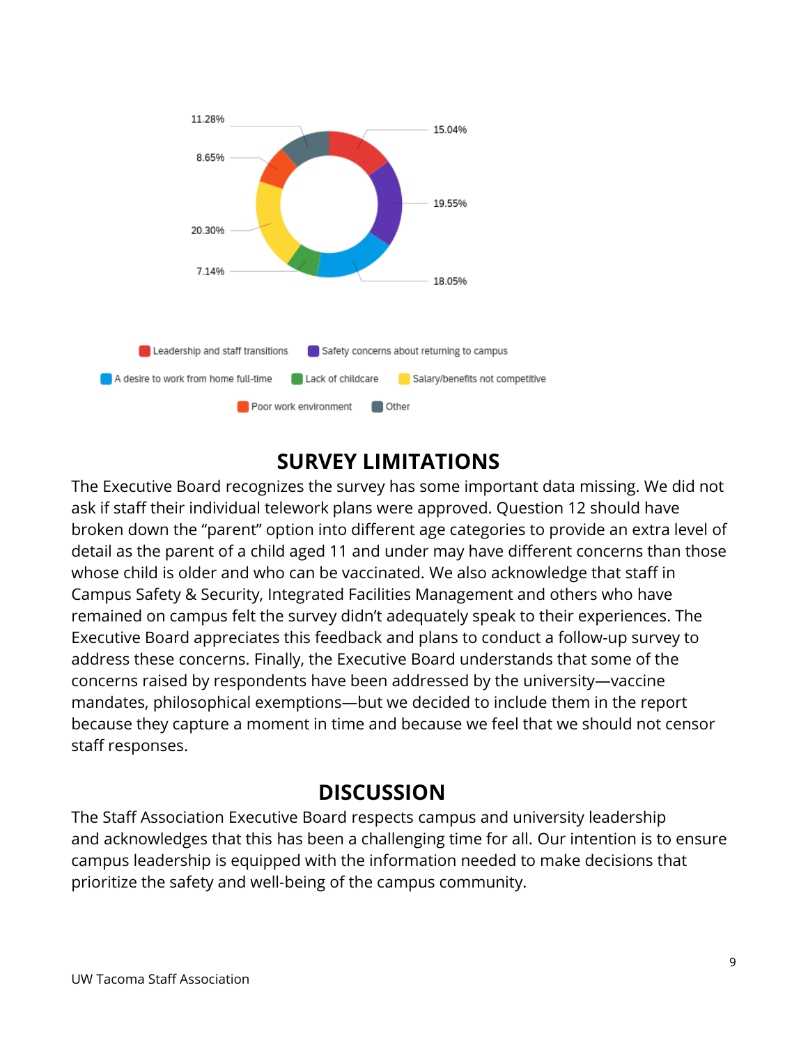| Category | Percentage |
| --- | --- |
| Leadership and staff transitions | 15.04% |
| Safety concerns about returning to campus | 19.55% |
| A desire to work from home full-time | 18.05% |
| Lack of childcare | 7.14% |
| Salary/benefits not competitive | 20.30% |
| Poor work environment | 8.65% |
| Other | 11.28% |

## SURVEY LIMITATIONS

The Executive Board recognizes the survey has some important data missing. We did not ask if staff their individual telework plans were approved. Question 12 should have broken down the "parent" option into different age categories to provide an extra level of detail as the parent of a child aged 11 and under may have different concerns than those whose child is older and who can be vaccinated. We also acknowledge that staff in Campus Safety & Security, Integrated Facilities Management and others who have remained on campus felt the survey didn't adequately speak to their experiences. The Executive Board appreciates this feedback and plans to conduct a follow-up survey to address these concerns. Finally, the Executive Board understands that some of the concerns raised by respondents have been addressed by the university—vaccine mandates, philosophical exemptions—but we decided to include them in the report because they capture a moment in time and because we feel that we should not censor staff responses.

## DISCUSSION

The Staff Association Executive Board respects campus and university leadership and acknowledges that this has been a challenging time for all. Our intention is to ensure campus leadership is equipped with the information needed to make decisions that prioritize the safety and well-being of the campus community.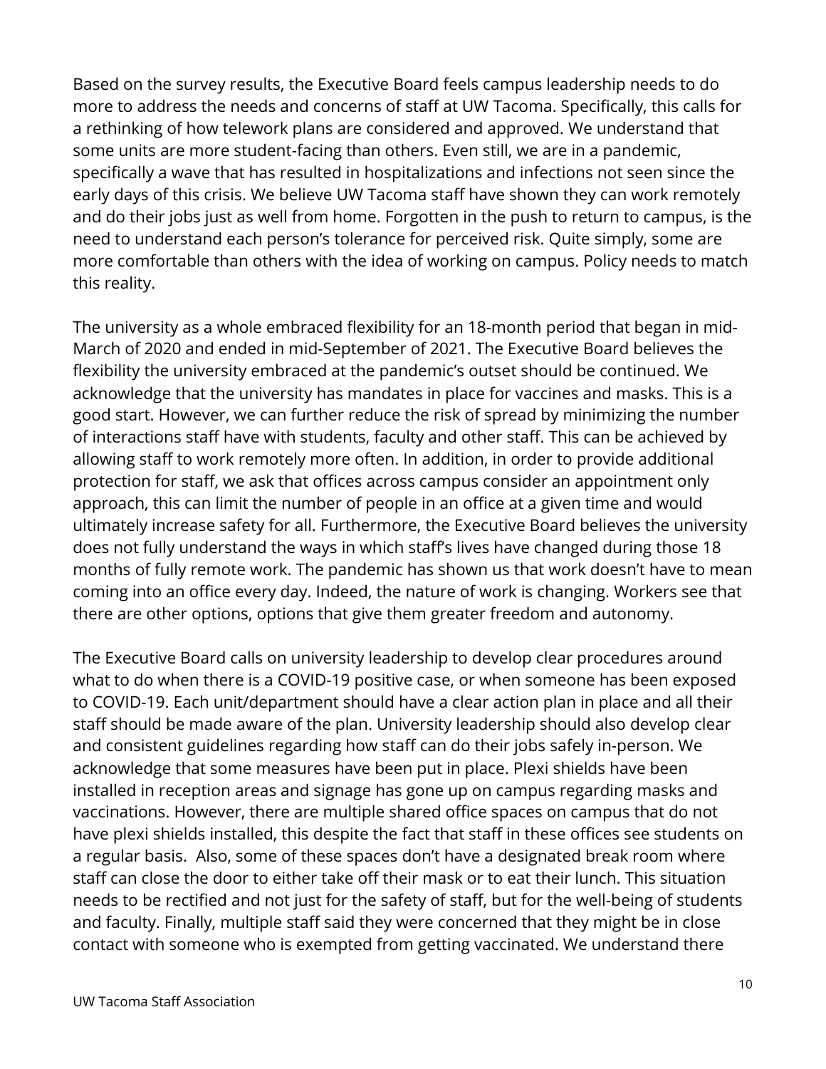Based on the survey results, the Executive Board feels campus leadership needs to do more to address the needs and concerns of staff at UW Tacoma. Specifically, this calls for a rethinking of how telework plans are considered and approved. We understand that some units are more student-facing than others. Even still, we are in a pandemic, specifically a wave that has resulted in hospitalizations and infections not seen since the early days of this crisis. We believe UW Tacoma staff have shown they can work remotely and do their jobs just as well from home. Forgotten in the push to return to campus, is the need to understand each person's tolerance for perceived risk. Quite simply, some are more comfortable than others with the idea of working on campus. Policy needs to match this reality.

The university as a whole embraced flexibility for an 18-month period that began in mid-March of 2020 and ended in mid-September of 2021. The Executive Board believes the flexibility the university embraced at the pandemic's outset should be continued. We acknowledge that the university has mandates in place for vaccines and masks. This is a good start. However, we can further reduce the risk of spread by minimizing the number of interactions staff have with students, faculty and other staff. This can be achieved by allowing staff to work remotely more often. In addition, in order to provide additional protection for staff, we ask that offices across campus consider an appointment only approach, this can limit the number of people in an office at a given time and would ultimately increase safety for all. Furthermore, the Executive Board believes the university does not fully understand the ways in which staff's lives have changed during those 18 months of fully remote work. The pandemic has shown us that work doesn't have to mean coming into an office every day. Indeed, the nature of work is changing. Workers see that there are other options, options that give them greater freedom and autonomy.

The Executive Board calls on university leadership to develop clear procedures around what to do when there is a COVID-19 positive case, or when someone has been exposed to COVID-19. Each unit/department should have a clear action plan in place and all their staff should be made aware of the plan. University leadership should also develop clear and consistent guidelines regarding how staff can do their jobs safely in-person. We acknowledge that some measures have been put in place. Plexi shields have been installed in reception areas and signage has gone up on campus regarding masks and vaccinations. However, there are multiple shared office spaces on campus that do not have plexi shields installed, this despite the fact that staff in these offices see students on a regular basis. Also, some of these spaces don't have a designated break room where staff can close the door to either take off their mask or to eat their lunch. This situation needs to be rectified and not just for the safety of staff, but for the well-being of students and faculty. Finally, multiple staff said they were concerned that they might be in close contact with someone who is exempted from getting vaccinated. We understand there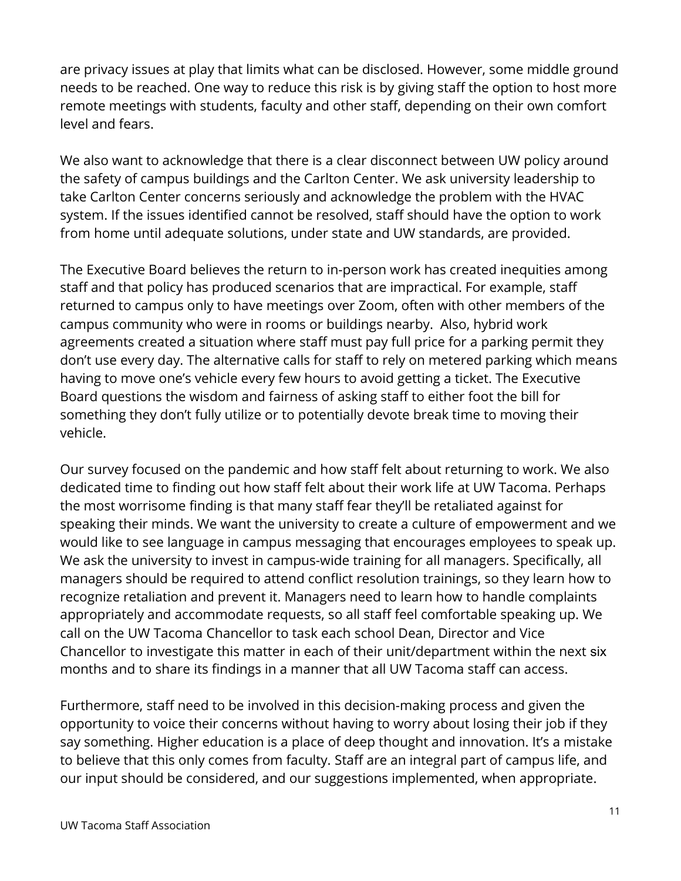are privacy issues at play that limits what can be disclosed. However, some middle ground needs to be reached. One way to reduce this risk is by giving staff the option to host more remote meetings with students, faculty and other staff, depending on their own comfort level and fears.

We also want to acknowledge that there is a clear disconnect between UW policy around the safety of campus buildings and the Carlton Center. We ask university leadership to take Carlton Center concerns seriously and acknowledge the problem with the HVAC system. If the issues identified cannot be resolved, staff should have the option to work from home until adequate solutions, under state and UW standards, are provided.

The Executive Board believes the return to in-person work has created inequities among staff and that policy has produced scenarios that are impractical. For example, staff returned to campus only to have meetings over Zoom, often with other members of the campus community who were in rooms or buildings nearby. Also, hybrid work agreements created a situation where staff must pay full price for a parking permit they don't use every day. The alternative calls for staff to rely on metered parking which means having to move one's vehicle every few hours to avoid getting a ticket. The Executive Board questions the wisdom and fairness of asking staff to either foot the bill for something they don't fully utilize or to potentially devote break time to moving their vehicle.

Our survey focused on the pandemic and how staff felt about returning to work. We also dedicated time to finding out how staff felt about their work life at UW Tacoma. Perhaps the most worrisome finding is that many staff fear they'll be retaliated against for speaking their minds. We want the university to create a culture of empowerment and we would like to see language in campus messaging that encourages employees to speak up. We ask the university to invest in campus-wide training for all managers. Specifically, all managers should be required to attend conflict resolution trainings, so they learn how to recognize retaliation and prevent it. Managers need to learn how to handle complaints appropriately and accommodate requests, so all staff feel comfortable speaking up. We call on the UW Tacoma Chancellor to task each school Dean, Director and Vice Chancellor to investigate this matter in each of their unit/department within the next six months and to share its findings in a manner that all UW Tacoma staff can access.

Furthermore, staff need to be involved in this decision-making process and given the opportunity to voice their concerns without having to worry about losing their job if they say something. Higher education is a place of deep thought and innovation. It's a mistake to believe that this only comes from faculty. Staff are an integral part of campus life, and our input should be considered, and our suggestions implemented, when appropriate.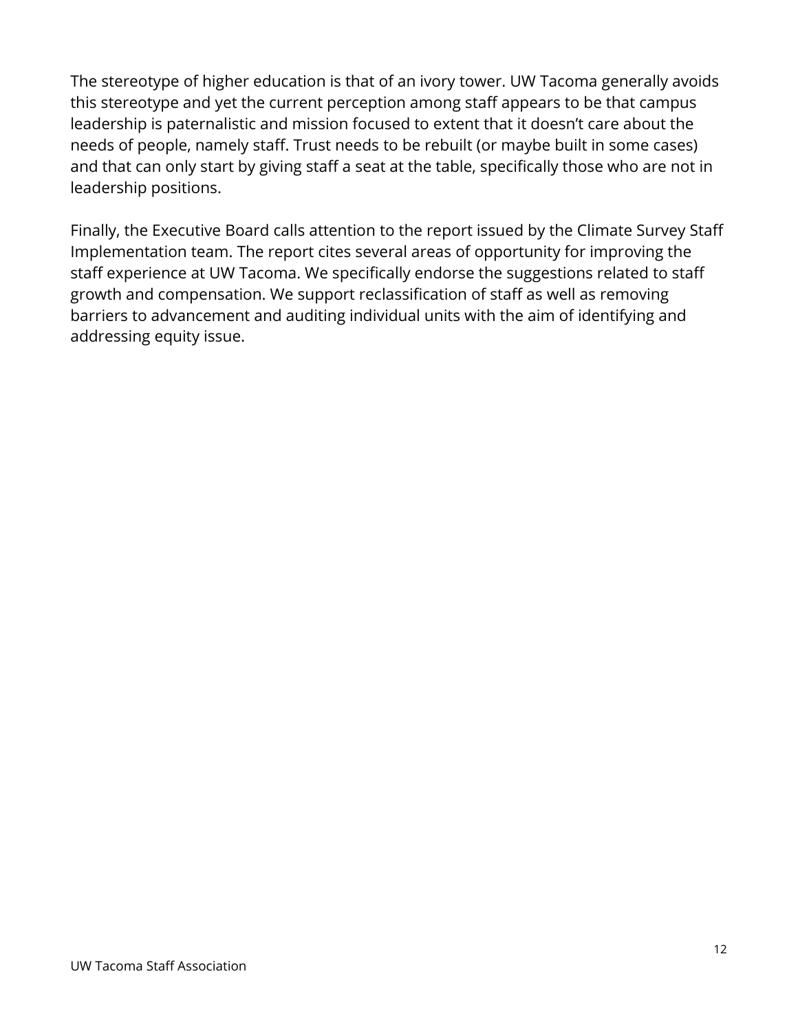The stereotype of higher education is that of an ivory tower. UW Tacoma generally avoids this stereotype and yet the current perception among staff appears to be that campus leadership is paternalistic and mission focused to extent that it doesn't care about the needs of people, namely staff. Trust needs to be rebuilt (or maybe built in some cases) and that can only start by giving staff a seat at the table, specifically those who are not in leadership positions.

Finally, the Executive Board calls attention to the report issued by the Climate Survey Staff Implementation team. The report cites several areas of opportunity for improving the staff experience at UW Tacoma. We specifically endorse the suggestions related to staff growth and compensation. We support reclassification of staff as well as removing barriers to advancement and auditing individual units with the aim of identifying and addressing equity issue.